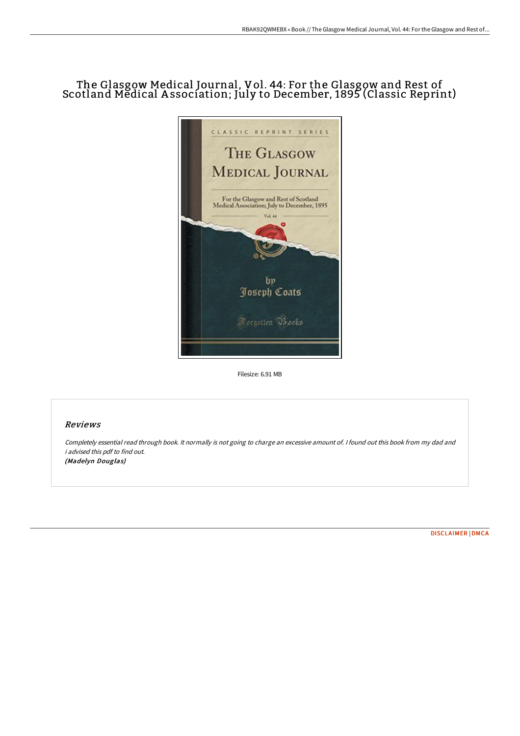# The Glasgow Medical Journal, Vol. 44: For the Glasgow and Rest of Scotland Medical Association; July to December, 1895 (Classic Reprint)

Filesize: 6.91 MB

## Reviews

*Completely essential read through book. It normally is not going to charge an excessive amount of. I found out this book from my dad and i advised this pdf to find out.*
***(Madelyn Douglas)***

DISCLAIMER | DMCA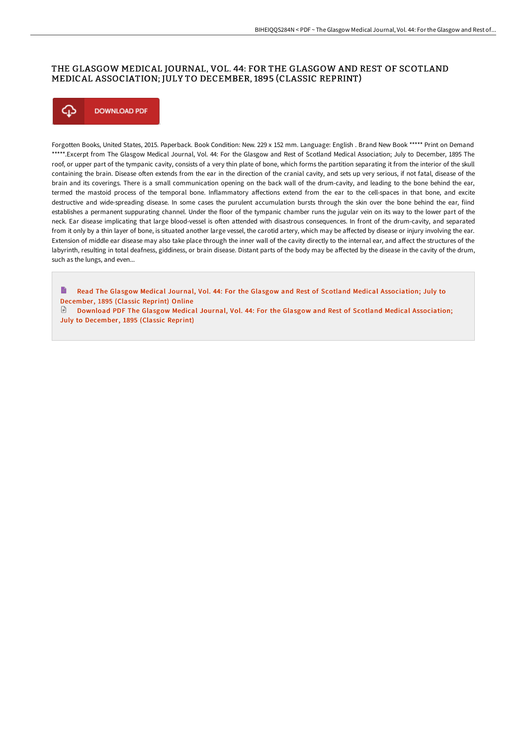# THE GLASGOW MEDICAL JOURNAL, VOL. 44: FOR THE GLASGOW AND REST OF SCOTLAND MEDICAL ASSOCIATION; JULY TO DECEMBER, 1895 (CLASSIC REPRINT)

DOWNLOAD PDF

Forgotten Books, United States, 2015. Paperback. Book Condition: New. 229 x 152 mm. Language: English . Brand New Book ***** Print on Demand *****.Excerpt from The Glasgow Medical Journal, Vol. 44: For the Glasgow and Rest of Scotland Medical Association; July to December, 1895 The roof, or upper part of the tympanic cavity, consists of a very thin plate of bone, which forms the partition separating it from the interior of the skull containing the brain. Disease often extends from the ear in the direction of the cranial cavity, and sets up very serious, if not fatal, disease of the brain and its coverings. There is a small communication opening on the back wall of the drum-cavity, and leading to the bone behind the ear, termed the mastoid process of the temporal bone. Inflammatory affections extend from the ear to the cell-spaces in that bone, and excite destructive and wide-spreading disease. In some cases the purulent accumulation bursts through the skin over the bone behind the ear, fiind establishes a permanent suppurating channel. Under the floor of the tympanic chamber runs the jugular vein on its way to the lower part of the neck. Ear disease implicating that large blood-vessel is often attended with disastrous consequences. In front of the drum-cavity, and separated from it only by a thin layer of bone, is situated another large vessel, the carotid artery, which may be affected by disease or injury involving the ear. Extension of middle ear disease may also take place through the inner wall of the cavity directly to the internal ear, and affect the structures of the labyrinth, resulting in total deafness, giddiness, or brain disease. Distant parts of the body may be affected by the disease in the cavity of the drum, such as the lungs, and even...

Read The Glasgow Medical Journal, Vol. 44: For the Glasgow and Rest of Scotland Medical Association; July to December, 1895 (Classic Reprint) Online

Download PDF The Glasgow Medical Journal, Vol. 44: For the Glasgow and Rest of Scotland Medical Association; July to December, 1895 (Classic Reprint)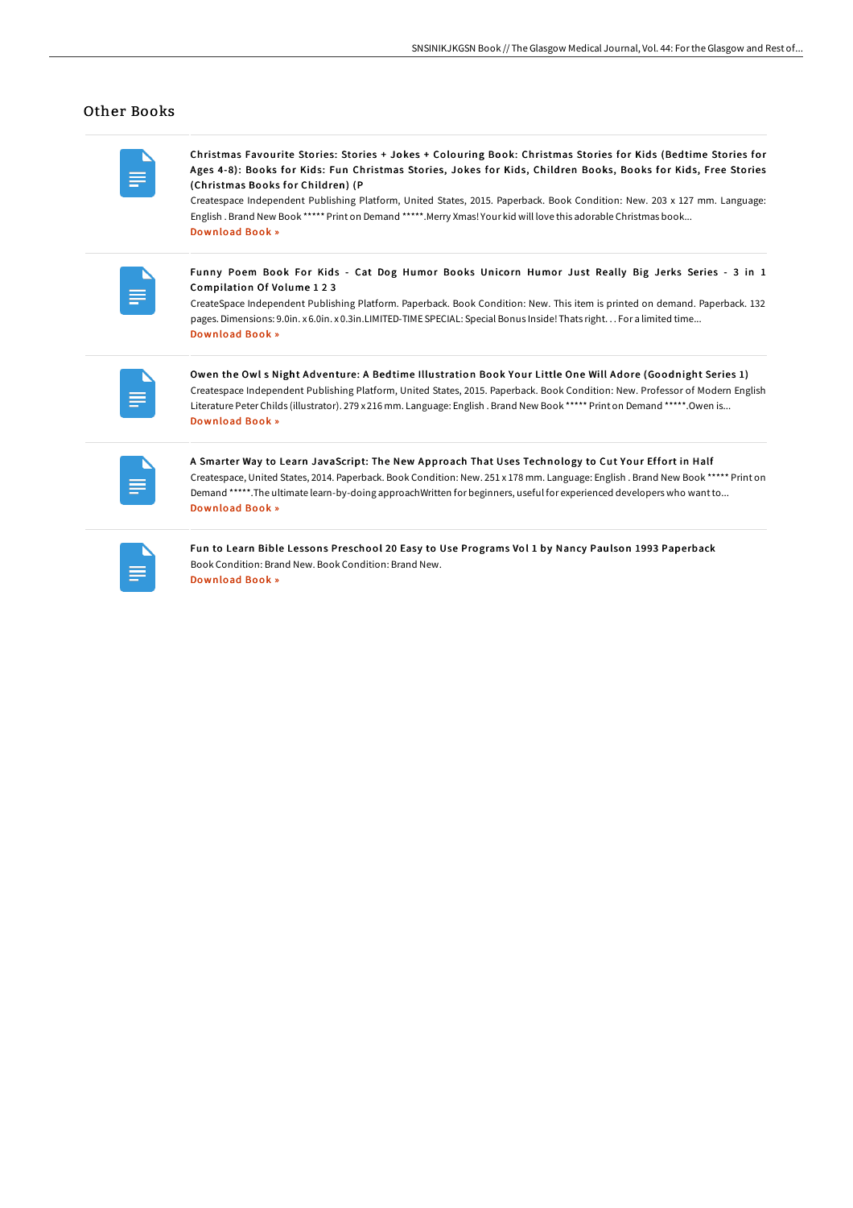## Other Books

**Christmas Favourite Stories: Stories + Jokes + Colouring Book: Christmas Stories for Kids (Bedtime Stories for Ages 4-8): Books for Kids: Fun Christmas Stories, Jokes for Kids, Children Books, Books for Kids, Free Stories (Christmas Books for Children) (P**

Createspace Independent Publishing Platform, United States, 2015. Paperback. Book Condition: New. 203 x 127 mm. Language: English . Brand New Book ***** Print on Demand *****.Merry Xmas! Your kid will love this adorable Christmas book...
Download Book »

**Funny Poem Book For Kids - Cat Dog Humor Books Unicorn Humor Just Really Big Jerks Series - 3 in 1 Compilation Of Volume 1 2 3**

CreateSpace Independent Publishing Platform. Paperback. Book Condition: New. This item is printed on demand. Paperback. 132 pages. Dimensions: 9.0in. x 6.0in. x 0.3in.LIMITED-TIME SPECIAL: Special Bonus Inside! Thats right. . . For a limited time...
Download Book »

**Owen the Owl s Night Adventure: A Bedtime Illustration Book Your Little One Will Adore (Goodnight Series 1)**

Createspace Independent Publishing Platform, United States, 2015. Paperback. Book Condition: New. Professor of Modern English Literature Peter Childs (illustrator). 279 x 216 mm. Language: English . Brand New Book ***** Print on Demand *****.Owen is...
Download Book »

**A Smarter Way to Learn JavaScript: The New Approach That Uses Technology to Cut Your Effort in Half**

Createspace, United States, 2014. Paperback. Book Condition: New. 251 x 178 mm. Language: English . Brand New Book ***** Print on Demand *****.The ultimate learn-by-doing approachWritten for beginners, useful for experienced developers who want to...
Download Book »

**Fun to Learn Bible Lessons Preschool 20 Easy to Use Programs Vol 1 by Nancy Paulson 1993 Paperback**

Book Condition: Brand New. Book Condition: Brand New.
Download Book »